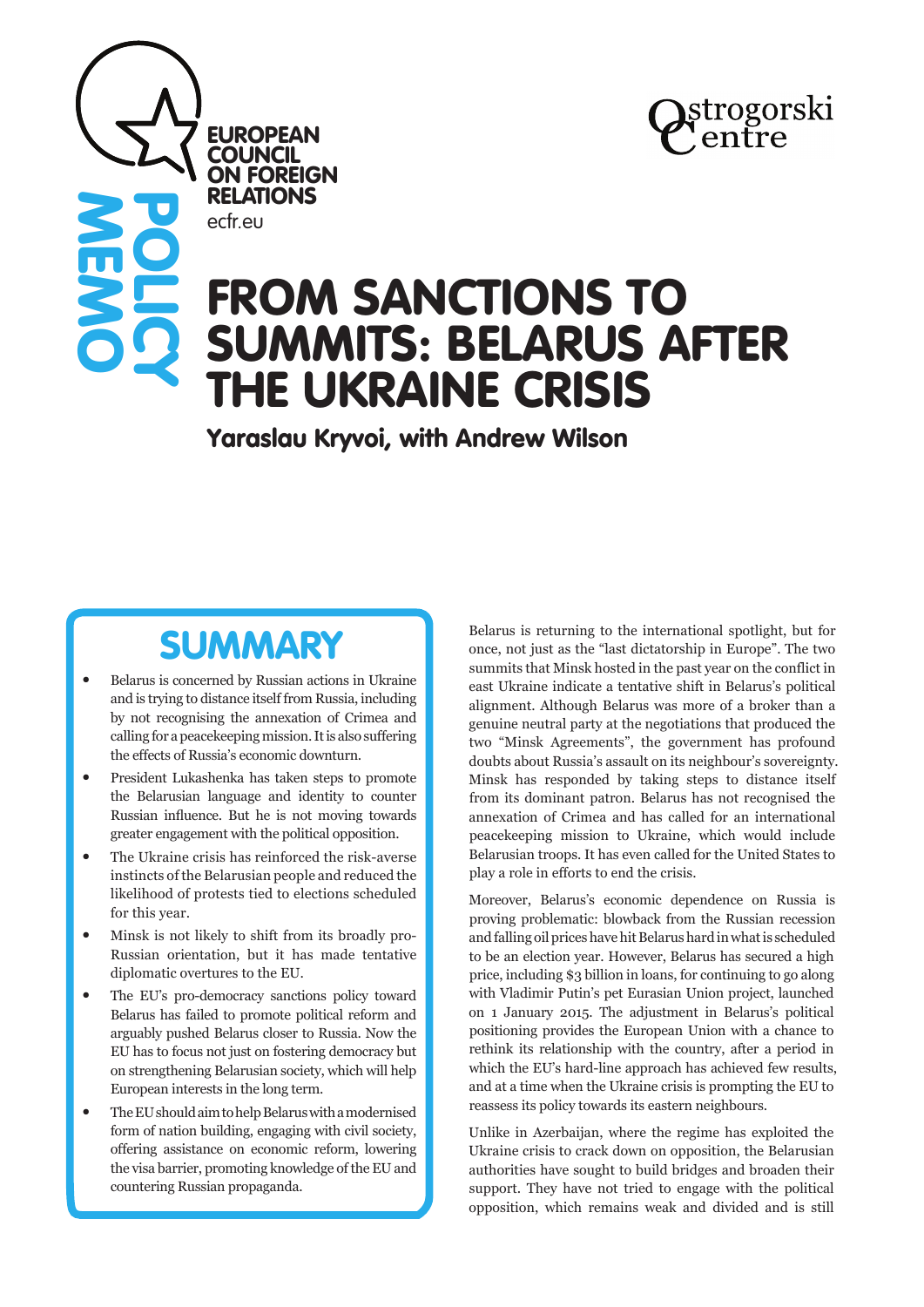EUROPEAN COUNCIL ON FOREIGN RELATIONS

ecfr.eu

Ostrogorski Centre

POLICY MEMO

# FROM SANCTIONS TO SUMMITS: BELARUS AFTER THE UKRAINE CRISIS

**Yaraslau Kryvoi, with Andrew Wilson**

## SUMMARY

- Belarus is concerned by Russian actions in Ukraine and is trying to distance itself from Russia, including by not recognising the annexation of Crimea and calling for a peacekeeping mission. It is also suffering the effects of Russia's economic downturn.
- President Lukashenka has taken steps to promote the Belarusian language and identity to counter Russian influence. But he is not moving towards greater engagement with the political opposition.
- The Ukraine crisis has reinforced the risk-averse instincts of the Belarusian people and reduced the likelihood of protests tied to elections scheduled for this year.
- Minsk is not likely to shift from its broadly pro-Russian orientation, but it has made tentative diplomatic overtures to the EU.
- The EU's pro-democracy sanctions policy toward Belarus has failed to promote political reform and arguably pushed Belarus closer to Russia. Now the EU has to focus not just on fostering democracy but on strengthening Belarusian society, which will help European interests in the long term.
- The EU should aim to help Belarus with a modernised form of nation building, engaging with civil society, offering assistance on economic reform, lowering the visa barrier, promoting knowledge of the EU and countering Russian propaganda.

Belarus is returning to the international spotlight, but for once, not just as the "last dictatorship in Europe". The two summits that Minsk hosted in the past year on the conflict in east Ukraine indicate a tentative shift in Belarus's political alignment. Although Belarus was more of a broker than a genuine neutral party at the negotiations that produced the two "Minsk Agreements", the government has profound doubts about Russia's assault on its neighbour's sovereignty. Minsk has responded by taking steps to distance itself from its dominant patron. Belarus has not recognised the annexation of Crimea and has called for an international peacekeeping mission to Ukraine, which would include Belarusian troops. It has even called for the United States to play a role in efforts to end the crisis.

Moreover, Belarus's economic dependence on Russia is proving problematic: blowback from the Russian recession and falling oil prices have hit Belarus hard in what is scheduled to be an election year. However, Belarus has secured a high price, including $3 billion in loans, for continuing to go along with Vladimir Putin's pet Eurasian Union project, launched on 1 January 2015. The adjustment in Belarus's political positioning provides the European Union with a chance to rethink its relationship with the country, after a period in which the EU's hard-line approach has achieved few results, and at a time when the Ukraine crisis is prompting the EU to reassess its policy towards its eastern neighbours.

Unlike in Azerbaijan, where the regime has exploited the Ukraine crisis to crack down on opposition, the Belarusian authorities have sought to build bridges and broaden their support. They have not tried to engage with the political opposition, which remains weak and divided and is still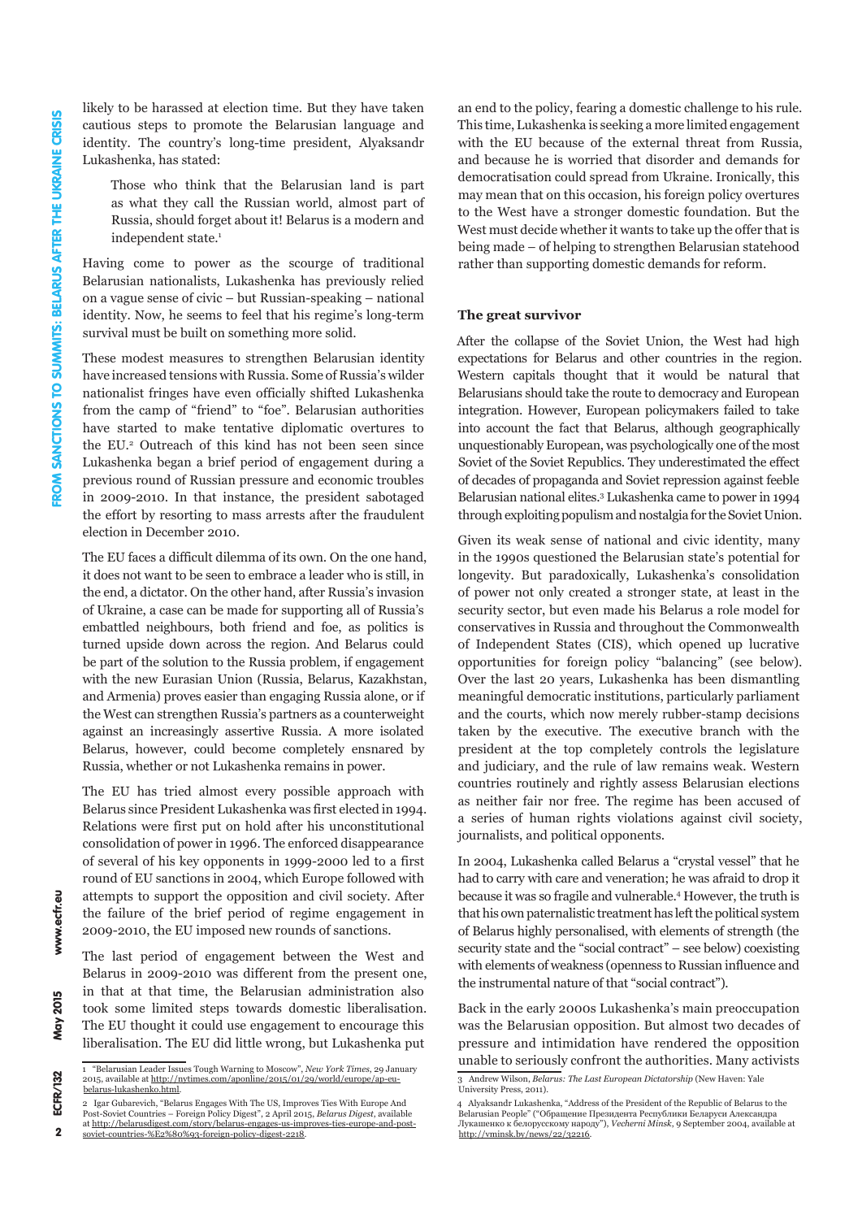likely to be harassed at election time. But they have taken cautious steps to promote the Belarusian language and identity. The country's long-time president, Alyaksandr Lukashenka, has stated:

> Those who think that the Belarusian land is part as what they call the Russian world, almost part of Russia, should forget about it! Belarus is a modern and independent state.[1]

Having come to power as the scourge of traditional Belarusian nationalists, Lukashenka has previously relied on a vague sense of civic – but Russian-speaking – national identity. Now, he seems to feel that his regime's long-term survival must be built on something more solid.

These modest measures to strengthen Belarusian identity have increased tensions with Russia. Some of Russia's wilder nationalist fringes have even officially shifted Lukashenka from the camp of "friend" to "foe". Belarusian authorities have started to make tentative diplomatic overtures to the EU.[2] Outreach of this kind has not been seen since Lukashenka began a brief period of engagement during a previous round of Russian pressure and economic troubles in 2009-2010. In that instance, the president sabotaged the effort by resorting to mass arrests after the fraudulent election in December 2010.

The EU faces a difficult dilemma of its own. On the one hand, it does not want to be seen to embrace a leader who is still, in the end, a dictator. On the other hand, after Russia's invasion of Ukraine, a case can be made for supporting all of Russia's embattled neighbours, both friend and foe, as politics is turned upside down across the region. And Belarus could be part of the solution to the Russia problem, if engagement with the new Eurasian Union (Russia, Belarus, Kazakhstan, and Armenia) proves easier than engaging Russia alone, or if the West can strengthen Russia's partners as a counterweight against an increasingly assertive Russia. A more isolated Belarus, however, could become completely ensnared by Russia, whether or not Lukashenka remains in power.

The EU has tried almost every possible approach with Belarus since President Lukashenka was first elected in 1994. Relations were first put on hold after his unconstitutional consolidation of power in 1996. The enforced disappearance of several of his key opponents in 1999-2000 led to a first round of EU sanctions in 2004, which Europe followed with attempts to support the opposition and civil society. After the failure of the brief period of regime engagement in 2009-2010, the EU imposed new rounds of sanctions.

The last period of engagement between the West and Belarus in 2009-2010 was different from the present one, in that at that time, the Belarusian administration also took some limited steps towards domestic liberalisation. The EU thought it could use engagement to encourage this liberalisation. The EU did little wrong, but Lukashenka put an end to the policy, fearing a domestic challenge to his rule. This time, Lukashenka is seeking a more limited engagement with the EU because of the external threat from Russia, and because he is worried that disorder and demands for democratisation could spread from Ukraine. Ironically, this may mean that on this occasion, his foreign policy overtures to the West have a stronger domestic foundation. But the West must decide whether it wants to take up the offer that is being made – of helping to strengthen Belarusian statehood rather than supporting domestic demands for reform.

### The great survivor

After the collapse of the Soviet Union, the West had high expectations for Belarus and other countries in the region. Western capitals thought that it would be natural that Belarusians should take the route to democracy and European integration. However, European policymakers failed to take into account the fact that Belarus, although geographically unquestionably European, was psychologically one of the most Soviet of the Soviet Republics. They underestimated the effect of decades of propaganda and Soviet repression against feeble Belarusian national elites.[3] Lukashenka came to power in 1994 through exploiting populism and nostalgia for the Soviet Union.

Given its weak sense of national and civic identity, many in the 1990s questioned the Belarusian state's potential for longevity. But paradoxically, Lukashenka's consolidation of power not only created a stronger state, at least in the security sector, but even made his Belarus a role model for conservatives in Russia and throughout the Commonwealth of Independent States (CIS), which opened up lucrative opportunities for foreign policy "balancing" (see below). Over the last 20 years, Lukashenka has been dismantling meaningful democratic institutions, particularly parliament and the courts, which now merely rubber-stamp decisions taken by the executive. The executive branch with the president at the top completely controls the legislature and judiciary, and the rule of law remains weak. Western countries routinely and rightly assess Belarusian elections as neither fair nor free. The regime has been accused of a series of human rights violations against civil society, journalists, and political opponents.

In 2004, Lukashenka called Belarus a "crystal vessel" that he had to carry with care and veneration; he was afraid to drop it because it was so fragile and vulnerable.[4] However, the truth is that his own paternalistic treatment has left the political system of Belarus highly personalised, with elements of strength (the security state and the "social contract" – see below) coexisting with elements of weakness (openness to Russian influence and the instrumental nature of that "social contract").

Back in the early 2000s Lukashenka's main preoccupation was the Belarusian opposition. But almost two decades of pressure and intimidation have rendered the opposition unable to seriously confront the authorities. Many activists

---

1 "Belarusian Leader Issues Tough Warning to Moscow", *New York Times*, 29 January 2015, available at http://nytimes.com/aponline/2015/01/29/world/europe/ap-eu-belarus-lukashenko.html.

2 Igar Gubarevich, "Belarus Engages With The US, Improves Ties With Europe And Post-Soviet Countries – Foreign Policy Digest", 2 April 2015, *Belarus Digest*, available at http://belarusdigest.com/story/belarus-engages-us-improves-ties-europe-and-post-soviet-countries-%E2%80%93-foreign-policy-digest-2218.

3 Andrew Wilson, *Belarus: The Last European Dictatorship* (New Haven: Yale University Press, 2011).

4 Alyaksandr Lukashenka, "Address of the President of the Republic of Belarus to the Belarusian People" ("Обращение Президента Республики Беларуси Александра Лукашенко к белорусскому народу"), *Vecherni Minsk*, 9 September 2004, available at http://vminsk.by/news/22/32216.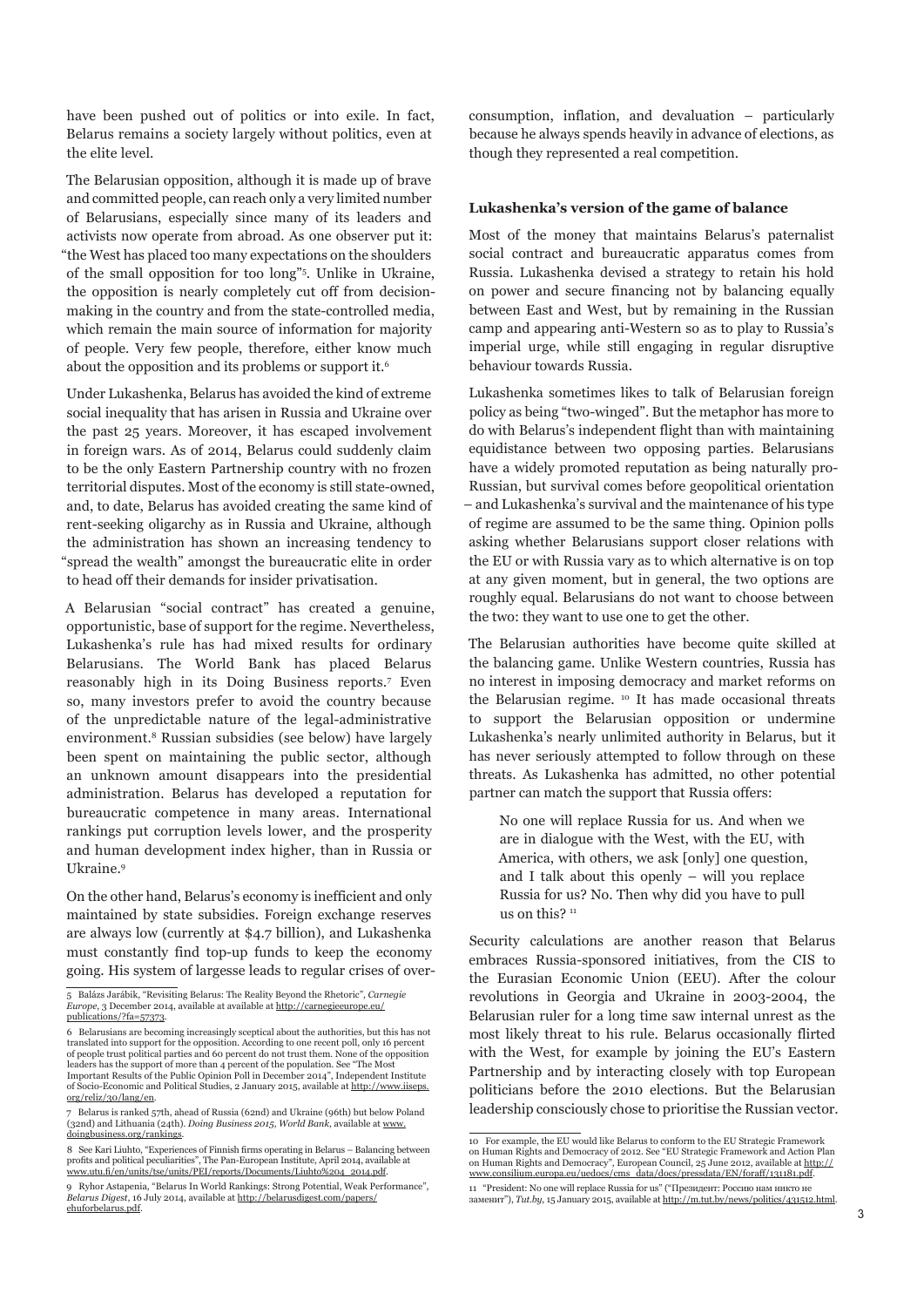have been pushed out of politics or into exile. In fact, Belarus remains a society largely without politics, even at the elite level.

The Belarusian opposition, although it is made up of brave and committed people, can reach only a very limited number of Belarusians, especially since many of its leaders and activists now operate from abroad. As one observer put it: "the West has placed too many expectations on the shoulders of the small opposition for too long"[5]. Unlike in Ukraine, the opposition is nearly completely cut off from decision-making in the country and from the state-controlled media, which remain the main source of information for majority of people. Very few people, therefore, either know much about the opposition and its problems or support it.[6]

Under Lukashenka, Belarus has avoided the kind of extreme social inequality that has arisen in Russia and Ukraine over the past 25 years. Moreover, it has escaped involvement in foreign wars. As of 2014, Belarus could suddenly claim to be the only Eastern Partnership country with no frozen territorial disputes. Most of the economy is still state-owned, and, to date, Belarus has avoided creating the same kind of rent-seeking oligarchy as in Russia and Ukraine, although the administration has shown an increasing tendency to "spread the wealth" amongst the bureaucratic elite in order to head off their demands for insider privatisation.

A Belarusian "social contract" has created a genuine, opportunistic, base of support for the regime. Nevertheless, Lukashenka's rule has had mixed results for ordinary Belarusians. The World Bank has placed Belarus reasonably high in its Doing Business reports.[7] Even so, many investors prefer to avoid the country because of the unpredictable nature of the legal-administrative environment.[8] Russian subsidies (see below) have largely been spent on maintaining the public sector, although an unknown amount disappears into the presidential administration. Belarus has developed a reputation for bureaucratic competence in many areas. International rankings put corruption levels lower, and the prosperity and human development index higher, than in Russia or Ukraine.[9]

On the other hand, Belarus's economy is inefficient and only maintained by state subsidies. Foreign exchange reserves are always low (currently at $4.7 billion), and Lukashenka must constantly find top-up funds to keep the economy going. His system of largesse leads to regular crises of over-consumption, inflation, and devaluation – particularly because he always spends heavily in advance of elections, as though they represented a real competition.

### Lukashenka's version of the game of balance

Most of the money that maintains Belarus's paternalist social contract and bureaucratic apparatus comes from Russia. Lukashenka devised a strategy to retain his hold on power and secure financing not by balancing equally between East and West, but by remaining in the Russian camp and appearing anti-Western so as to play to Russia's imperial urge, while still engaging in regular disruptive behaviour towards Russia.

Lukashenka sometimes likes to talk of Belarusian foreign policy as being "two-winged". But the metaphor has more to do with Belarus's independent flight than with maintaining equidistance between two opposing parties. Belarusians have a widely promoted reputation as being naturally pro-Russian, but survival comes before geopolitical orientation – and Lukashenka's survival and the maintenance of his type of regime are assumed to be the same thing. Opinion polls asking whether Belarusians support closer relations with the EU or with Russia vary as to which alternative is on top at any given moment, but in general, the two options are roughly equal. Belarusians do not want to choose between the two: they want to use one to get the other.

The Belarusian authorities have become quite skilled at the balancing game. Unlike Western countries, Russia has no interest in imposing democracy and market reforms on the Belarusian regime.[10] It has made occasional threats to support the Belarusian opposition or undermine Lukashenka's nearly unlimited authority in Belarus, but it has never seriously attempted to follow through on these threats. As Lukashenka has admitted, no other potential partner can match the support that Russia offers:

> No one will replace Russia for us. And when we are in dialogue with the West, with the EU, with America, with others, we ask [only] one question, and I talk about this openly – will you replace Russia for us? No. Then why did you have to pull us on this?[11]

Security calculations are another reason that Belarus embraces Russia-sponsored initiatives, from the CIS to the Eurasian Economic Union (EEU). After the colour revolutions in Georgia and Ukraine in 2003-2004, the Belarusian ruler for a long time saw internal unrest as the most likely threat to his rule. Belarus occasionally flirted with the West, for example by joining the EU's Eastern Partnership and by interacting closely with top European politicians before the 2010 elections. But the Belarusian leadership consciously chose to prioritise the Russian vector.

---

5 Balázs Jarábik, "Revisiting Belarus: The Reality Beyond the Rhetoric", *Carnegie Europe*, 3 December 2014, available at available at http://carnegieeurope.eu/publications/?fa=57373.

6 Belarusians are becoming increasingly sceptical about the authorities, but this has not translated into support for the opposition. According to one recent poll, only 16 percent of people trust political parties and 60 percent do not trust them. None of the opposition leaders has the support of more than 4 percent of the population. See "The Most Important Results of the Public Opinion Poll in December 2014", Independent Institute of Socio-Economic and Political Studies, 2 January 2015, available at http://www.iiseps.org/reliz/30/lang/en.

7 Belarus is ranked 57th, ahead of Russia (62nd) and Ukraine (96th) but below Poland (32nd) and Lithuania (24th). *Doing Business 2015, World Bank*, available at www.doingbusiness.org/rankings.

8 See Kari Liuhto, "Experiences of Finnish firms operating in Belarus – Balancing between profits and political peculiarities", The Pan-European Institute, April 2014, available at www.utu.fi/en/units/tse/units/PEI/reports/Documents/Liuhto%204_2014.pdf.

9 Ryhor Astapenia, "Belarus In World Rankings: Strong Potential, Weak Performance", *Belarus Digest*, 16 July 2014, available at http://belarusdigest.com/papers/ehuforbelarus.pdf.

10 For example, the EU would like Belarus to conform to the EU Strategic Framework on Human Rights and Democracy of 2012. See "EU Strategic Framework and Action Plan on Human Rights and Democracy", European Council, 25 June 2012, available at http://www.consilium.europa.eu/uedocs/cms_data/docs/pressdata/EN/foraff/131181.pdf.

11 "President: No one will replace Russia for us" ("Президент: Россию нам никто не заменит"), *Tut.by*, 15 January 2015, available at http://m.tut.by/news/politics/431512.html.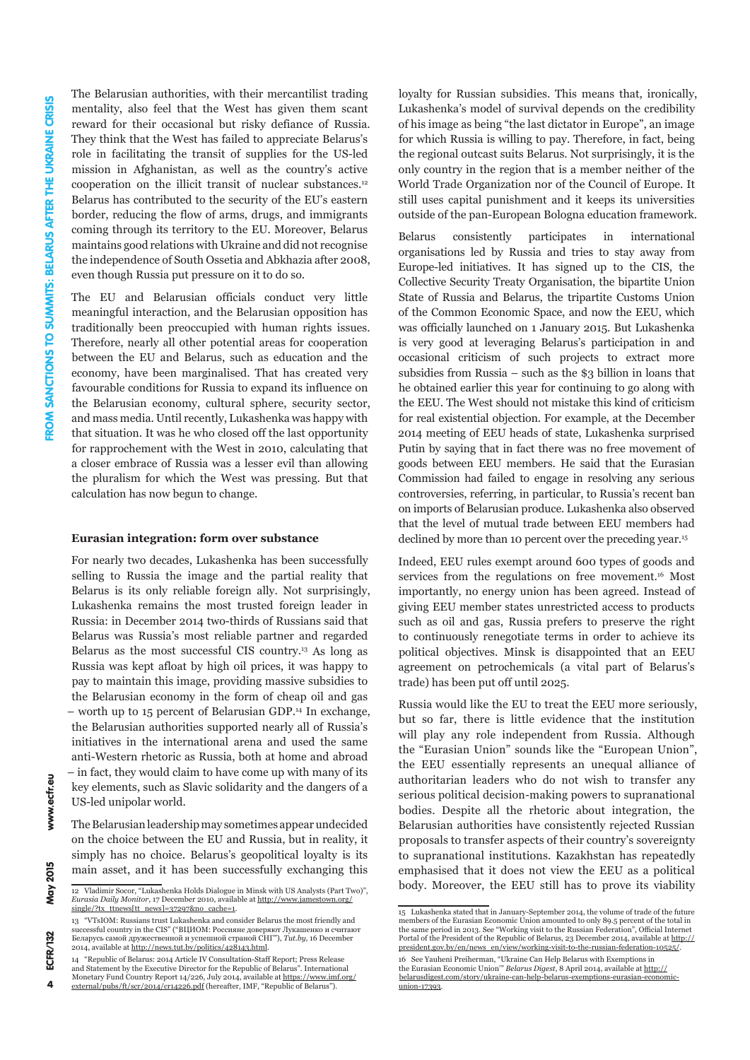The Belarusian authorities, with their mercantilist trading mentality, also feel that the West has given them scant reward for their occasional but risky defiance of Russia. They think that the West has failed to appreciate Belarus's role in facilitating the transit of supplies for the US-led mission in Afghanistan, as well as the country's active cooperation on the illicit transit of nuclear substances.[12] Belarus has contributed to the security of the EU's eastern border, reducing the flow of arms, drugs, and immigrants coming through its territory to the EU. Moreover, Belarus maintains good relations with Ukraine and did not recognise the independence of South Ossetia and Abkhazia after 2008, even though Russia put pressure on it to do so.

The EU and Belarusian officials conduct very little meaningful interaction, and the Belarusian opposition has traditionally been preoccupied with human rights issues. Therefore, nearly all other potential areas for cooperation between the EU and Belarus, such as education and the economy, have been marginalised. That has created very favourable conditions for Russia to expand its influence on the Belarusian economy, cultural sphere, security sector, and mass media. Until recently, Lukashenka was happy with that situation. It was he who closed off the last opportunity for rapprochement with the West in 2010, calculating that a closer embrace of Russia was a lesser evil than allowing the pluralism for which the West was pressing. But that calculation has now begun to change.

### Eurasian integration: form over substance

For nearly two decades, Lukashenka has been successfully selling to Russia the image and the partial reality that Belarus is its only reliable foreign ally. Not surprisingly, Lukashenka remains the most trusted foreign leader in Russia: in December 2014 two-thirds of Russians said that Belarus was Russia's most reliable partner and regarded Belarus as the most successful CIS country.[13] As long as Russia was kept afloat by high oil prices, it was happy to pay to maintain this image, providing massive subsidies to the Belarusian economy in the form of cheap oil and gas – worth up to 15 percent of Belarusian GDP.[14] In exchange, the Belarusian authorities supported nearly all of Russia's initiatives in the international arena and used the same anti-Western rhetoric as Russia, both at home and abroad – in fact, they would claim to have come up with many of its key elements, such as Slavic solidarity and the dangers of a US-led unipolar world.

The Belarusian leadership may sometimes appear undecided on the choice between the EU and Russia, but in reality, it simply has no choice. Belarus's geopolitical loyalty is its main asset, and it has been successfully exchanging this loyalty for Russian subsidies. This means that, ironically, Lukashenka's model of survival depends on the credibility of his image as being "the last dictator in Europe", an image for which Russia is willing to pay. Therefore, in fact, being the regional outcast suits Belarus. Not surprisingly, it is the only country in the region that is a member neither of the World Trade Organization nor of the Council of Europe. It still uses capital punishment and it keeps its universities outside of the pan-European Bologna education framework.

Belarus consistently participates in international organisations led by Russia and tries to stay away from Europe-led initiatives. It has signed up to the CIS, the Collective Security Treaty Organisation, the bipartite Union State of Russia and Belarus, the tripartite Customs Union of the Common Economic Space, and now the EEU, which was officially launched on 1 January 2015. But Lukashenka is very good at leveraging Belarus's participation in and occasional criticism of such projects to extract more subsidies from Russia – such as the $3 billion in loans that he obtained earlier this year for continuing to go along with the EEU. The West should not mistake this kind of criticism for real existential objection. For example, at the December 2014 meeting of EEU heads of state, Lukashenka surprised Putin by saying that in fact there was no free movement of goods between EEU members. He said that the Eurasian Commission had failed to engage in resolving any serious controversies, referring, in particular, to Russia's recent ban on imports of Belarusian produce. Lukashenka also observed that the level of mutual trade between EEU members had declined by more than 10 percent over the preceding year.[15]

Indeed, EEU rules exempt around 600 types of goods and services from the regulations on free movement.[16] Most importantly, no energy union has been agreed. Instead of giving EEU member states unrestricted access to products such as oil and gas, Russia prefers to preserve the right to continuously renegotiate terms in order to achieve its political objectives. Minsk is disappointed that an EEU agreement on petrochemicals (a vital part of Belarus's trade) has been put off until 2025.

Russia would like the EU to treat the EEU more seriously, but so far, there is little evidence that the institution will play any role independent from Russia. Although the "Eurasian Union" sounds like the "European Union", the EEU essentially represents an unequal alliance of authoritarian leaders who do not wish to transfer any serious political decision-making powers to supranational bodies. Despite all the rhetoric about integration, the Belarusian authorities have consistently rejected Russian proposals to transfer aspects of their country's sovereignty to supranational institutions. Kazakhstan has repeatedly emphasised that it does not view the EEU as a political body. Moreover, the EEU still has to prove its viability

---

12 Vladimir Socor, "Lukashenka Holds Dialogue in Minsk with US Analysts (Part Two)", *Eurasia Daily Monitor*, 17 December 2010, available at http://www.jamestown.org/single/?tx_ttnews[tt_news]=37297&no_cache=1.

13 "VTsIOM: Russians trust Lukashenka and consider Belarus the most friendly and successful country in the CIS" ("ВЦИОМ: Россияне доверяют Лукашенко и считают Беларусь самой дружественной и успешной страной СНГ"), *Tut.by*, 16 December 2014, available at http://news.tut.by/politics/428143.html.

14 "Republic of Belarus: 2014 Article IV Consultation-Staff Report; Press Release and Statement by the Executive Director for the Republic of Belarus". International Monetary Fund Country Report 14/226, July 2014, available at https://www.imf.org/external/pubs/ft/scr/2014/cr14226.pdf (hereafter, IMF, "Republic of Belarus").

15 Lukashenka stated that in January-September 2014, the volume of trade of the future members of the Eurasian Economic Union amounted to only 89.5 percent of the total in the same period in 2013. See "Working visit to the Russian Federation", Official Internet Portal of the President of the Republic of Belarus, 23 December 2014, available at http://president.gov.by/en/news_en/view/working-visit-to-the-russian-federation-10525/.

16 See Yauheni Preiherman, "Ukraine Can Help Belarus with Exemptions in the Eurasian Economic Union" *Belarus Digest*, 8 April 2014, available at http://belarusdigest.com/story/ukraine-can-help-belarus-exemptions-eurasian-economic-union-17393.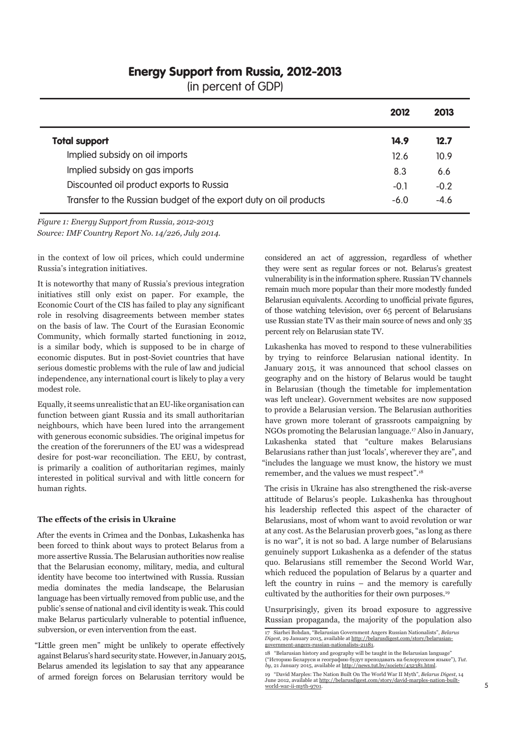**Energy Support from Russia, 2012-2013**
(in percent of GDP)

| | 2012 | 2013 |
|---|---|---|
| **Total support** | **14.9** | **12.7** |
| Implied subsidy on oil imports | 12.6 | 10.9 |
| Implied subsidy on gas imports | 8.3 | 6.6 |
| Discounted oil product exports to Russia | -0.1 | -0.2 |
| Transfer to the Russian budget of the export duty on oil products | -6.0 | -4.6 |

*Figure 1: Energy Support from Russia, 2012-2013*
*Source: IMF Country Report No. 14/226, July 2014.*

in the context of low oil prices, which could undermine Russia's integration initiatives.

It is noteworthy that many of Russia's previous integration initiatives still only exist on paper. For example, the Economic Court of the CIS has failed to play any significant role in resolving disagreements between member states on the basis of law. The Court of the Eurasian Economic Community, which formally started functioning in 2012, is a similar body, which is supposed to be in charge of economic disputes. But in post-Soviet countries that have serious domestic problems with the rule of law and judicial independence, any international court is likely to play a very modest role.

Equally, it seems unrealistic that an EU-like organisation can function between giant Russia and its small authoritarian neighbours, which have been lured into the arrangement with generous economic subsidies. The original impetus for the creation of the forerunners of the EU was a widespread desire for post-war reconciliation. The EEU, by contrast, is primarily a coalition of authoritarian regimes, mainly interested in political survival and with little concern for human rights.

### The effects of the crisis in Ukraine

After the events in Crimea and the Donbas, Lukashenka has been forced to think about ways to protect Belarus from a more assertive Russia. The Belarusian authorities now realise that the Belarusian economy, military, media, and cultural identity have become too intertwined with Russia. Russian media dominates the media landscape, the Belarusian language has been virtually removed from public use, and the public's sense of national and civil identity is weak. This could make Belarus particularly vulnerable to potential influence, subversion, or even intervention from the east.

"Little green men" might be unlikely to operate effectively against Belarus's hard security state. However, in January 2015, Belarus amended its legislation to say that any appearance of armed foreign forces on Belarusian territory would be considered an act of aggression, regardless of whether they were sent as regular forces or not. Belarus's greatest vulnerability is in the information sphere. Russian TV channels remain much more popular than their more modestly funded Belarusian equivalents. According to unofficial private figures, of those watching television, over 65 percent of Belarusians use Russian state TV as their main source of news and only 35 percent rely on Belarusian state TV.

Lukashenka has moved to respond to these vulnerabilities by trying to reinforce Belarusian national identity. In January 2015, it was announced that school classes on geography and on the history of Belarus would be taught in Belarusian (though the timetable for implementation was left unclear). Government websites are now supposed to provide a Belarusian version. The Belarusian authorities have grown more tolerant of grassroots campaigning by NGOs promoting the Belarusian language.[17] Also in January, Lukashenka stated that "culture makes Belarusians Belarusians rather than just 'locals', wherever they are", and "includes the language we must know, the history we must remember, and the values we must respect".[18]

The crisis in Ukraine has also strengthened the risk-averse attitude of Belarus's people. Lukashenka has throughout his leadership reflected this aspect of the character of Belarusians, most of whom want to avoid revolution or war at any cost. As the Belarusian proverb goes, "as long as there is no war", it is not so bad. A large number of Belarusians genuinely support Lukashenka as a defender of the status quo. Belarusians still remember the Second World War, which reduced the population of Belarus by a quarter and left the country in ruins – and the memory is carefully cultivated by the authorities for their own purposes.[19]

Unsurprisingly, given its broad exposure to aggressive Russian propaganda, the majority of the population also

---

17 Siarhei Bohdan, "Belarusian Government Angers Russian Nationalists", *Belarus Digest*, 29 January 2015, available at http://belarusdigest.com/story/belarusian-government-angers-russian-nationalists-21181.

18 "Belarusian history and geography will be taught in the Belarusian language" ("Историю Беларуси и географию будут преподавать на белорусском языке"), *Tut.by*, 21 January 2015, available at http://news.tut.by/society/432381.html.

19 "David Marples: The Nation Built On The World War II Myth", *Belarus Digest*, 14 June 2012, available at http://belarusdigest.com/story/david-marples-nation-built-world-war-ii-myth-9701.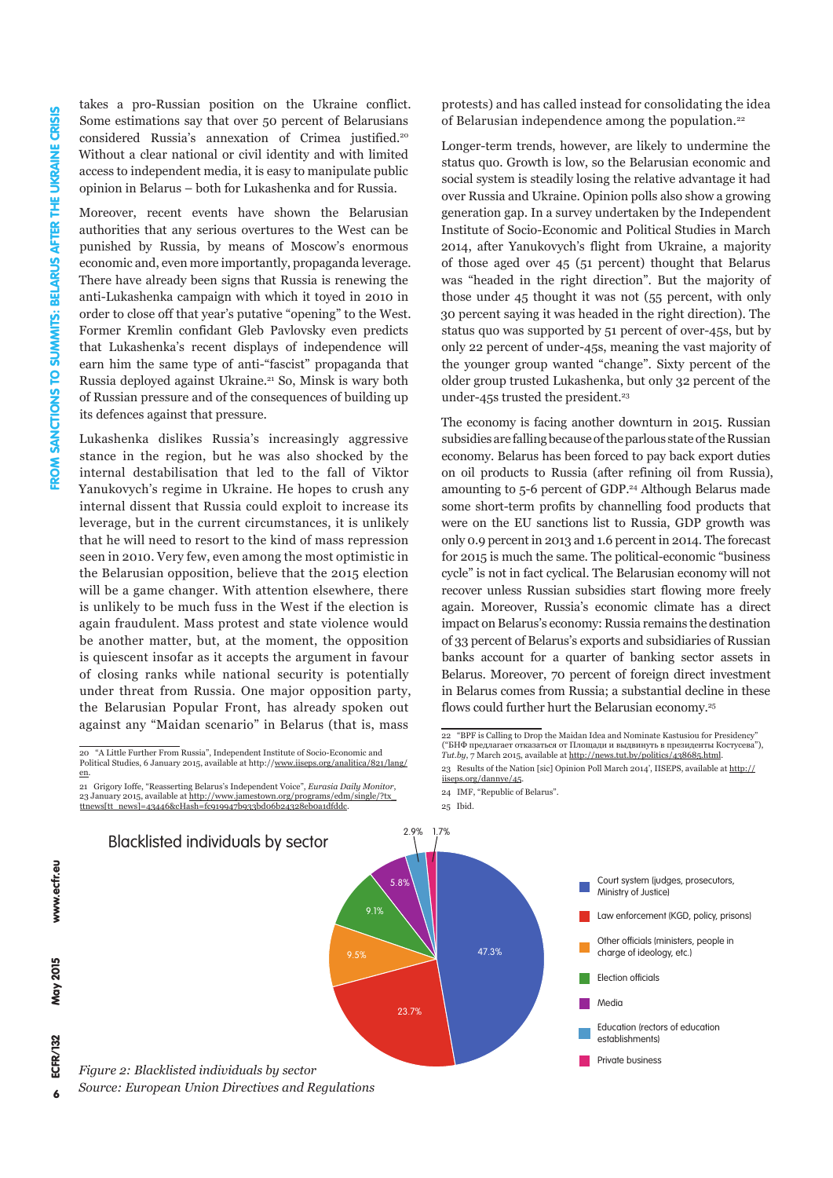takes a pro-Russian position on the Ukraine conflict. Some estimations say that over 50 percent of Belarusians considered Russia's annexation of Crimea justified.[20] Without a clear national or civil identity and with limited access to independent media, it is easy to manipulate public opinion in Belarus – both for Lukashenka and for Russia.

Moreover, recent events have shown the Belarusian authorities that any serious overtures to the West can be punished by Russia, by means of Moscow's enormous economic and, even more importantly, propaganda leverage. There have already been signs that Russia is renewing the anti-Lukashenka campaign with which it toyed in 2010 in order to close off that year's putative "opening" to the West. Former Kremlin confidant Gleb Pavlovsky even predicts that Lukashenka's recent displays of independence will earn him the same type of anti-"fascist" propaganda that Russia deployed against Ukraine.[21] So, Minsk is wary both of Russian pressure and of the consequences of building up its defences against that pressure.

Lukashenka dislikes Russia's increasingly aggressive stance in the region, but he was also shocked by the internal destabilisation that led to the fall of Viktor Yanukovych's regime in Ukraine. He hopes to crush any internal dissent that Russia could exploit to increase its leverage, but in the current circumstances, it is unlikely that he will need to resort to the kind of mass repression seen in 2010. Very few, even among the most optimistic in the Belarusian opposition, believe that the 2015 election will be a game changer. With attention elsewhere, there is unlikely to be much fuss in the West if the election is again fraudulent. Mass protest and state violence would be another matter, but, at the moment, the opposition is quiescent insofar as it accepts the argument in favour of closing ranks while national security is potentially under threat from Russia. One major opposition party, the Belarusian Popular Front, has already spoken out against any "Maidan scenario" in Belarus (that is, mass protests) and has called instead for consolidating the idea of Belarusian independence among the population.[22]

Longer-term trends, however, are likely to undermine the status quo. Growth is low, so the Belarusian economic and social system is steadily losing the relative advantage it had over Russia and Ukraine. Opinion polls also show a growing generation gap. In a survey undertaken by the Independent Institute of Socio-Economic and Political Studies in March 2014, after Yanukovych's flight from Ukraine, a majority of those aged over 45 (51 percent) thought that Belarus was "headed in the right direction". But the majority of those under 45 thought it was not (55 percent, with only 30 percent saying it was headed in the right direction). The status quo was supported by 51 percent of over-45s, but by only 22 percent of under-45s, meaning the vast majority of the younger group wanted "change". Sixty percent of the older group trusted Lukashenka, but only 32 percent of the under-45s trusted the president.[23]

The economy is facing another downturn in 2015. Russian subsidies are falling because of the parlous state of the Russian economy. Belarus has been forced to pay back export duties on oil products to Russia (after refining oil from Russia), amounting to 5-6 percent of GDP.[24] Although Belarus made some short-term profits by channelling food products that were on the EU sanctions list to Russia, GDP growth was only 0.9 percent in 2013 and 1.6 percent in 2014. The forecast for 2015 is much the same. The political-economic "business cycle" is not in fact cyclical. The Belarusian economy will not recover unless Russian subsidies start flowing more freely again. Moreover, Russia's economic climate has a direct impact on Belarus's economy: Russia remains the destination of 33 percent of Belarus's exports and subsidiaries of Russian banks account for a quarter of banking sector assets in Belarus. Moreover, 70 percent of foreign direct investment in Belarus comes from Russia; a substantial decline in these flows could further hurt the Belarusian economy.[25]

20 "A Little Further From Russia", Independent Institute of Socio-Economic and Political Studies, 6 January 2015, available at http://www.iiseps.org/analitica/821/lang/en.

21 Grigory Ioffe, "Reasserting Belarus's Independent Voice", *Eurasia Daily Monitor*, 23 January 2015, available at http://www.jamestown.org/programs/edm/single/?tx_ttnews[tt_news]=43446&cHash=fc919947b933bd06b24328eb0a1dfddc.

22 "BPF is Calling to Drop the Maidan Idea and Nominate Kastusiou for Presidency" ("БНФ предлагает отказаться от Площади и выдвинуть в президенты Костусева"), *Tut.by*, 7 March 2015, available at http://news.tut.by/politics/438685.html.

23 Results of the Nation [sic] Opinion Poll March 2014', IISEPS, available at http://iiseps.org/dannye/45.

24 IMF, "Republic of Belarus".

25 Ibid.

**Blacklisted individuals by sector**

| Sector | Share |
|---|---|
| Court system (judges, prosecutors, Ministry of Justice) | 47.3% |
| Law enforcement (KGD, policy, prisons) | 23.7% |
| Other officials (ministers, people in charge of ideology, etc.) | 9.5% |
| Election officials | 9.1% |
| Media | 5.8% |
| Education (rectors of education establishments) | 2.9% |
| Private business | 1.7% |

*Figure 2: Blacklisted individuals by sector*
*Source: European Union Directives and Regulations*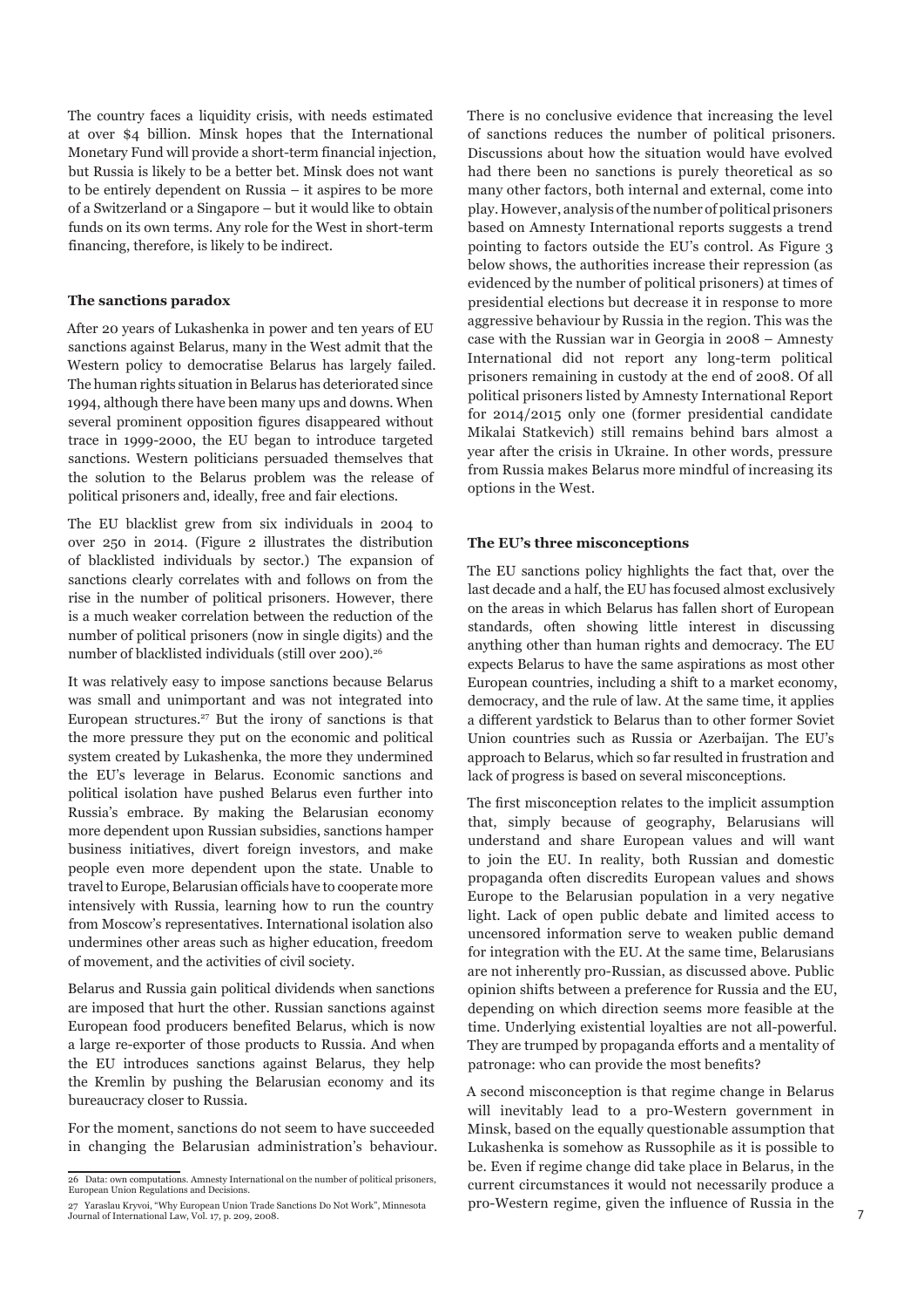The country faces a liquidity crisis, with needs estimated at over $4 billion. Minsk hopes that the International Monetary Fund will provide a short-term financial injection, but Russia is likely to be a better bet. Minsk does not want to be entirely dependent on Russia – it aspires to be more of a Switzerland or a Singapore – but it would like to obtain funds on its own terms. Any role for the West in short-term financing, therefore, is likely to be indirect.

**The sanctions paradox**

After 20 years of Lukashenka in power and ten years of EU sanctions against Belarus, many in the West admit that the Western policy to democratise Belarus has largely failed. The human rights situation in Belarus has deteriorated since 1994, although there have been many ups and downs. When several prominent opposition figures disappeared without trace in 1999-2000, the EU began to introduce targeted sanctions. Western politicians persuaded themselves that the solution to the Belarus problem was the release of political prisoners and, ideally, free and fair elections.

The EU blacklist grew from six individuals in 2004 to over 250 in 2014. (Figure 2 illustrates the distribution of blacklisted individuals by sector.) The expansion of sanctions clearly correlates with and follows on from the rise in the number of political prisoners. However, there is a much weaker correlation between the reduction of the number of political prisoners (now in single digits) and the number of blacklisted individuals (still over 200).[26]

It was relatively easy to impose sanctions because Belarus was small and unimportant and was not integrated into European structures.[27] But the irony of sanctions is that the more pressure they put on the economic and political system created by Lukashenka, the more they undermined the EU's leverage in Belarus. Economic sanctions and political isolation have pushed Belarus even further into Russia's embrace. By making the Belarusian economy more dependent upon Russian subsidies, sanctions hamper business initiatives, divert foreign investors, and make people even more dependent upon the state. Unable to travel to Europe, Belarusian officials have to cooperate more intensively with Russia, learning how to run the country from Moscow's representatives. International isolation also undermines other areas such as higher education, freedom of movement, and the activities of civil society.

Belarus and Russia gain political dividends when sanctions are imposed that hurt the other. Russian sanctions against European food producers benefited Belarus, which is now a large re-exporter of those products to Russia. And when the EU introduces sanctions against Belarus, they help the Kremlin by pushing the Belarusian economy and its bureaucracy closer to Russia.

For the moment, sanctions do not seem to have succeeded in changing the Belarusian administration's behaviour. There is no conclusive evidence that increasing the level of sanctions reduces the number of political prisoners. Discussions about how the situation would have evolved had there been no sanctions is purely theoretical as so many other factors, both internal and external, come into play. However, analysis of the number of political prisoners based on Amnesty International reports suggests a trend pointing to factors outside the EU's control. As Figure 3 below shows, the authorities increase their repression (as evidenced by the number of political prisoners) at times of presidential elections but decrease it in response to more aggressive behaviour by Russia in the region. This was the case with the Russian war in Georgia in 2008 – Amnesty International did not report any long-term political prisoners remaining in custody at the end of 2008. Of all political prisoners listed by Amnesty International Report for 2014/2015 only one (former presidential candidate Mikalai Statkevich) still remains behind bars almost a year after the crisis in Ukraine. In other words, pressure from Russia makes Belarus more mindful of increasing its options in the West.

**The EU's three misconceptions**

The EU sanctions policy highlights the fact that, over the last decade and a half, the EU has focused almost exclusively on the areas in which Belarus has fallen short of European standards, often showing little interest in discussing anything other than human rights and democracy. The EU expects Belarus to have the same aspirations as most other European countries, including a shift to a market economy, democracy, and the rule of law. At the same time, it applies a different yardstick to Belarus than to other former Soviet Union countries such as Russia or Azerbaijan. The EU's approach to Belarus, which so far resulted in frustration and lack of progress is based on several misconceptions.

The first misconception relates to the implicit assumption that, simply because of geography, Belarusians will understand and share European values and will want to join the EU. In reality, both Russian and domestic propaganda often discredits European values and shows Europe to the Belarusian population in a very negative light. Lack of open public debate and limited access to uncensored information serve to weaken public demand for integration with the EU. At the same time, Belarusians are not inherently pro-Russian, as discussed above. Public opinion shifts between a preference for Russia and the EU, depending on which direction seems more feasible at the time. Underlying existential loyalties are not all-powerful. They are trumped by propaganda efforts and a mentality of patronage: who can provide the most benefits?

A second misconception is that regime change in Belarus will inevitably lead to a pro-Western government in Minsk, based on the equally questionable assumption that Lukashenka is somehow as Russophile as it is possible to be. Even if regime change did take place in Belarus, in the current circumstances it would not necessarily produce a pro-Western regime, given the influence of Russia in the

---

26 Data: own computations. Amnesty International on the number of political prisoners, European Union Regulations and Decisions.

27 Yaraslau Kryvoi, "Why European Union Trade Sanctions Do Not Work", Minnesota Journal of International Law, Vol. 17, p. 209, 2008.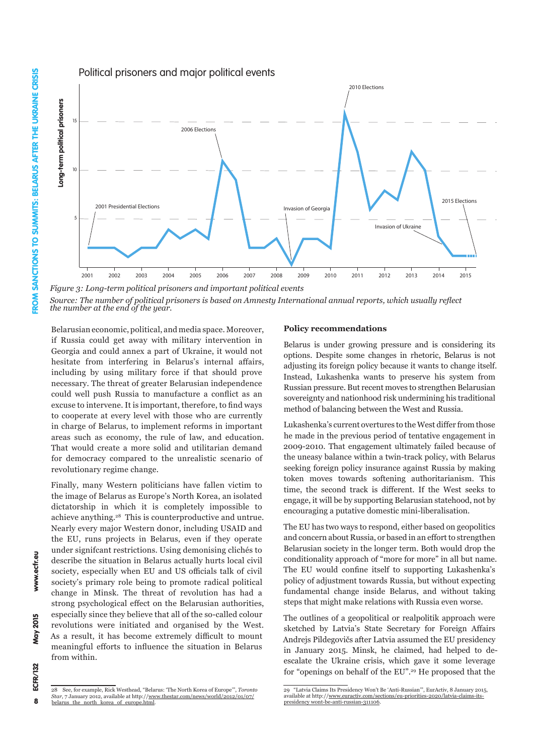Political prisoners and major political events

*Figure 3: Long-term political prisoners and important political events*

*Source: The number of political prisoners is based on Amnesty International annual reports, which usually reflect the number at the end of the year.*

Belarusian economic, political, and media space. Moreover, if Russia could get away with military intervention in Georgia and could annex a part of Ukraine, it would not hesitate from interfering in Belarus's internal affairs, including by using military force if that should prove necessary. The threat of greater Belarusian independence could well push Russia to manufacture a conflict as an excuse to intervene. It is important, therefore, to find ways to cooperate at every level with those who are currently in charge of Belarus, to implement reforms in important areas such as economy, the rule of law, and education. That would create a more solid and utilitarian demand for democracy compared to the unrealistic scenario of revolutionary regime change.

Finally, many Western politicians have fallen victim to the image of Belarus as Europe's North Korea, an isolated dictatorship in which it is completely impossible to achieve anything.[28] This is counterproductive and untrue. Nearly every major Western donor, including USAID and the EU, runs projects in Belarus, even if they operate under signifcant restrictions. Using demonising clichés to describe the situation in Belarus actually hurts local civil society, especially when EU and US officials talk of civil society's primary role being to promote radical political change in Minsk. The threat of revolution has had a strong psychological effect on the Belarusian authorities, especially since they believe that all of the so-called colour revolutions were initiated and organised by the West. As a result, it has become extremely difficult to mount meaningful efforts to influence the situation in Belarus from within.

## Policy recommendations

Belarus is under growing pressure and is considering its options. Despite some changes in rhetoric, Belarus is not adjusting its foreign policy because it wants to change itself. Instead, Lukashenka wants to preserve his system from Russian pressure. But recent moves to strengthen Belarusian sovereignty and nationhood risk undermining his traditional method of balancing between the West and Russia.

Lukashenka's current overtures to the West differ from those he made in the previous period of tentative engagement in 2009-2010. That engagement ultimately failed because of the uneasy balance within a twin-track policy, with Belarus seeking foreign policy insurance against Russia by making token moves towards softening authoritarianism. This time, the second track is different. If the West seeks to engage, it will be by supporting Belarusian statehood, not by encouraging a putative domestic mini-liberalisation.

The EU has two ways to respond, either based on geopolitics and concern about Russia, or based in an effort to strengthen Belarusian society in the longer term. Both would drop the conditionality approach of "more for more" in all but name. The EU would confine itself to supporting Lukashenka's policy of adjustment towards Russia, but without expecting fundamental change inside Belarus, and without taking steps that might make relations with Russia even worse.

The outlines of a geopolitical or realpolitik approach were sketched by Latvia's State Secretary for Foreign Affairs Andrejs Pildegovičs after Latvia assumed the EU presidency in January 2015. Minsk, he claimed, had helped to de-escalate the Ukraine crisis, which gave it some leverage for "openings on behalf of the EU".[29] He proposed that the

---

28 See, for example, Rick Westhead, "Belarus: 'The North Korea of Europe'", *Toronto Star*, 7 January 2012, available at http://www.thestar.com/news/world/2012/01/07/belarus_the_north_korea_of_europe.html.

29 "Latvia Claims Its Presidency Won't Be 'Anti-Russian'", EurActiv, 8 January 2015, available at http://www.euractiv.com/sections/eu-priorities-2020/latvia-claims-its-presidency-wont-be-anti-russian-311106.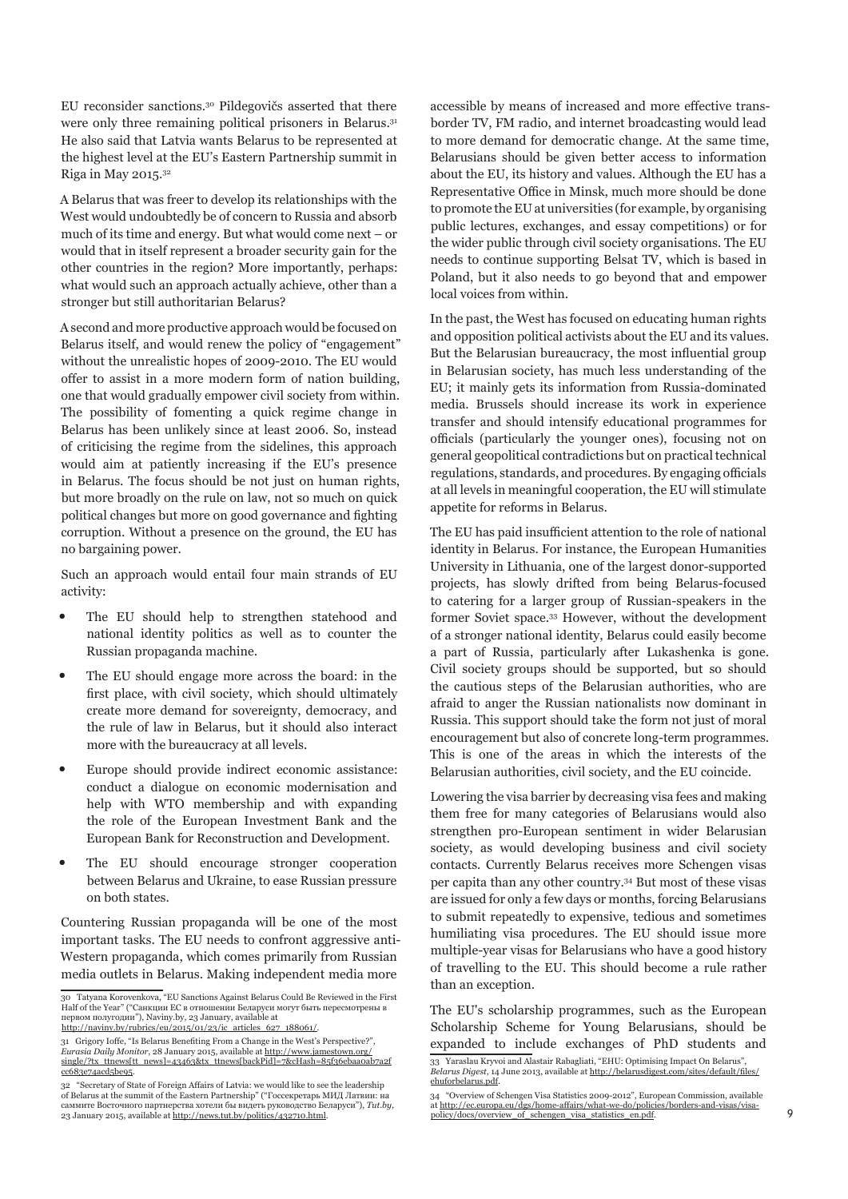EU reconsider sanctions.[30] Pildegovičs asserted that there were only three remaining political prisoners in Belarus.[31] He also said that Latvia wants Belarus to be represented at the highest level at the EU's Eastern Partnership summit in Riga in May 2015.[32]

A Belarus that was freer to develop its relationships with the West would undoubtedly be of concern to Russia and absorb much of its time and energy. But what would come next – or would that in itself represent a broader security gain for the other countries in the region? More importantly, perhaps: what would such an approach actually achieve, other than a stronger but still authoritarian Belarus?

A second and more productive approach would be focused on Belarus itself, and would renew the policy of "engagement" without the unrealistic hopes of 2009-2010. The EU would offer to assist in a more modern form of nation building, one that would gradually empower civil society from within. The possibility of fomenting a quick regime change in Belarus has been unlikely since at least 2006. So, instead of criticising the regime from the sidelines, this approach would aim at patiently increasing if the EU's presence in Belarus. The focus should be not just on human rights, but more broadly on the rule on law, not so much on quick political changes but more on good governance and fighting corruption. Without a presence on the ground, the EU has no bargaining power.

Such an approach would entail four main strands of EU activity:

- The EU should help to strengthen statehood and national identity politics as well as to counter the Russian propaganda machine.
- The EU should engage more across the board: in the first place, with civil society, which should ultimately create more demand for sovereignty, democracy, and the rule of law in Belarus, but it should also interact more with the bureaucracy at all levels.
- Europe should provide indirect economic assistance: conduct a dialogue on economic modernisation and help with WTO membership and with expanding the role of the European Investment Bank and the European Bank for Reconstruction and Development.
- The EU should encourage stronger cooperation between Belarus and Ukraine, to ease Russian pressure on both states.

Countering Russian propaganda will be one of the most important tasks. The EU needs to confront aggressive anti-Western propaganda, which comes primarily from Russian media outlets in Belarus. Making independent media more accessible by means of increased and more effective trans-border TV, FM radio, and internet broadcasting would lead to more demand for democratic change. At the same time, Belarusians should be given better access to information about the EU, its history and values. Although the EU has a Representative Office in Minsk, much more should be done to promote the EU at universities (for example, by organising public lectures, exchanges, and essay competitions) or for the wider public through civil society organisations. The EU needs to continue supporting Belsat TV, which is based in Poland, but it also needs to go beyond that and empower local voices from within.

In the past, the West has focused on educating human rights and opposition political activists about the EU and its values. But the Belarusian bureaucracy, the most influential group in Belarusian society, has much less understanding of the EU; it mainly gets its information from Russia-dominated media. Brussels should increase its work in experience transfer and should intensify educational programmes for officials (particularly the younger ones), focusing not on general geopolitical contradictions but on practical technical regulations, standards, and procedures. By engaging officials at all levels in meaningful cooperation, the EU will stimulate appetite for reforms in Belarus.

The EU has paid insufficient attention to the role of national identity in Belarus. For instance, the European Humanities University in Lithuania, one of the largest donor-supported projects, has slowly drifted from being Belarus-focused to catering for a larger group of Russian-speakers in the former Soviet space.[33] However, without the development of a stronger national identity, Belarus could easily become a part of Russia, particularly after Lukashenka is gone. Civil society groups should be supported, but so should the cautious steps of the Belarusian authorities, who are afraid to anger the Russian nationalists now dominant in Russia. This support should take the form not just of moral encouragement but also of concrete long-term programmes. This is one of the areas in which the interests of the Belarusian authorities, civil society, and the EU coincide.

Lowering the visa barrier by decreasing visa fees and making them free for many categories of Belarusians would also strengthen pro-European sentiment in wider Belarusian society, as would developing business and civil society contacts. Currently Belarus receives more Schengen visas per capita than any other country.[34] But most of these visas are issued for only a few days or months, forcing Belarusians to submit repeatedly to expensive, tedious and sometimes humiliating visa procedures. The EU should issue more multiple-year visas for Belarusians who have a good history of travelling to the EU. This should become a rule rather than an exception.

The EU's scholarship programmes, such as the European Scholarship Scheme for Young Belarusians, should be expanded to include exchanges of PhD students and

---

30 Tatyana Korovenkova, "EU Sanctions Against Belarus Could Be Reviewed in the First Half of the Year" ("Санкции ЕС в отношении Беларуси могут быть пересмотрены в первом полугодии"), Naviny.by, 23 January, available at http://naviny.by/rubrics/eu/2015/01/23/ic_articles_627_188061/.

31 Grigory Ioffe, "Is Belarus Benefiting From a Change in the West's Perspective?", *Eurasia Daily Monitor*, 28 January 2015, available at http://www.jamestown.org/single/?tx_ttnews[tt_news]=43463&tx_ttnews[backPid]=7&cHash=85f36ebaa0ab7a2fcc683e74aed5be95.

32 "Secretary of State of Foreign Affairs of Latvia: we would like to see the leadership of Belarus at the summit of the Eastern Partnership" ("Госсекретарь МИД Латвии: на саммите Восточного партнерства хотели бы видеть руководство Беларуси"), *Tut.by*, 23 January 2015, available at http://news.tut.by/politics/432710.html.

33 Yaraslau Kryvoi and Alastair Rabagliati, "EHU: Optimising Impact On Belarus", *Belarus Digest*, 14 June 2013, available at http://belarusdigest.com/sites/default/files/ehuforbelarus.pdf.

34 "Overview of Schengen Visa Statistics 2009-2012", European Commission, available at http://ec.europa.eu/dgs/home-affairs/what-we-do/policies/borders-and-visas/visa-policy/docs/overview_of_schengen_visa_statistics_en.pdf.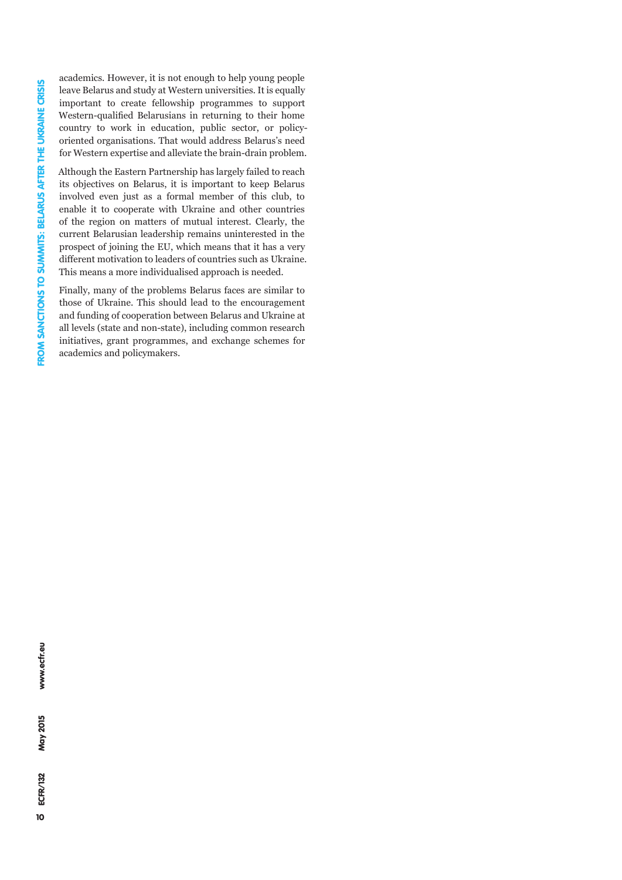academics. However, it is not enough to help young people leave Belarus and study at Western universities. It is equally important to create fellowship programmes to support Western-qualified Belarusians in returning to their home country to work in education, public sector, or policy-oriented organisations. That would address Belarus's need for Western expertise and alleviate the brain-drain problem.

Although the Eastern Partnership has largely failed to reach its objectives on Belarus, it is important to keep Belarus involved even just as a formal member of this club, to enable it to cooperate with Ukraine and other countries of the region on matters of mutual interest. Clearly, the current Belarusian leadership remains uninterested in the prospect of joining the EU, which means that it has a very different motivation to leaders of countries such as Ukraine. This means a more individualised approach is needed.

Finally, many of the problems Belarus faces are similar to those of Ukraine. This should lead to the encouragement and funding of cooperation between Belarus and Ukraine at all levels (state and non-state), including common research initiatives, grant programmes, and exchange schemes for academics and policymakers.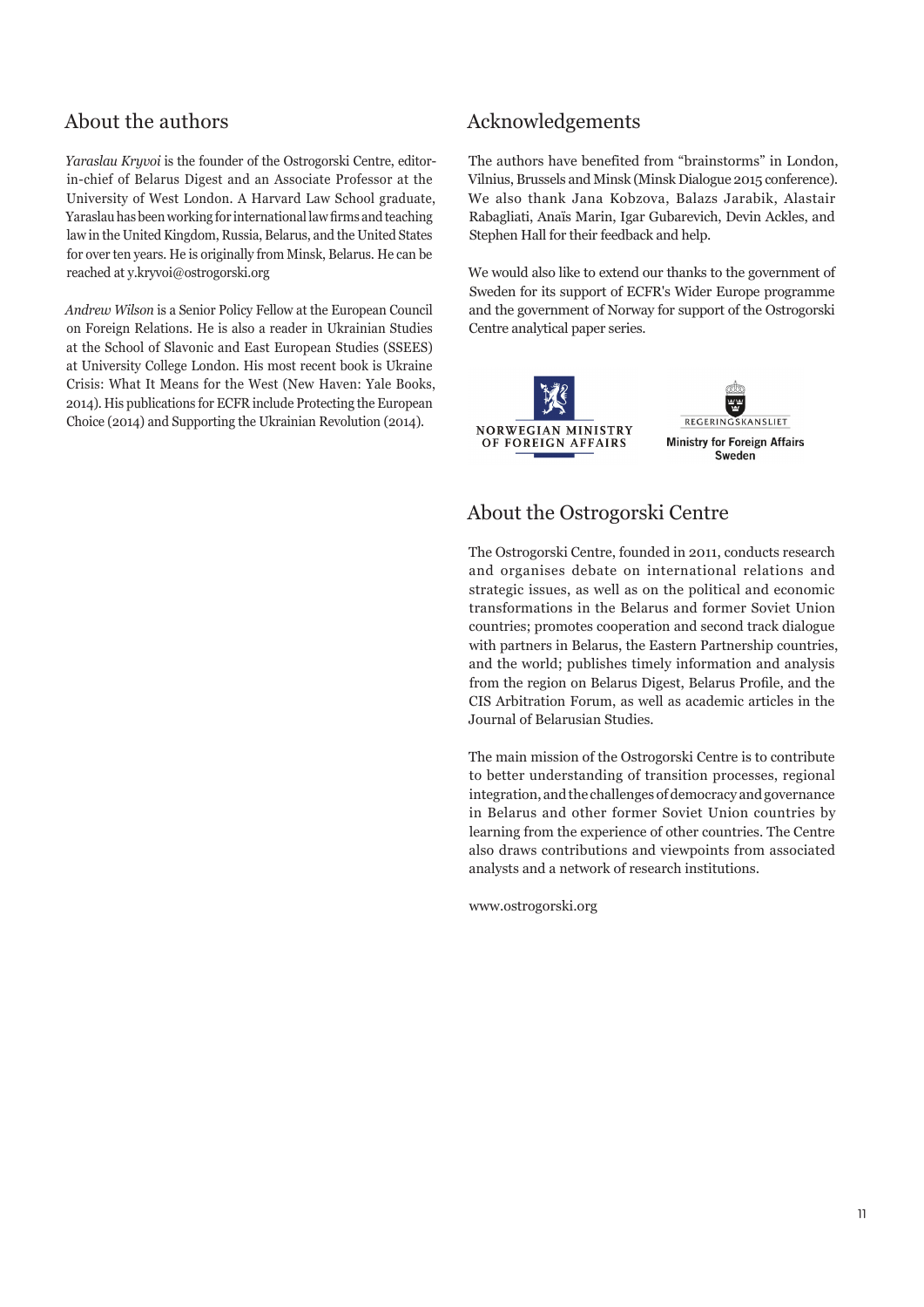## About the authors

*Yaraslau Kryvoi* is the founder of the Ostrogorski Centre, editor-in-chief of Belarus Digest and an Associate Professor at the University of West London. A Harvard Law School graduate, Yaraslau has been working for international law firms and teaching law in the United Kingdom, Russia, Belarus, and the United States for over ten years. He is originally from Minsk, Belarus. He can be reached at y.kryvoi@ostrogorski.org

*Andrew Wilson* is a Senior Policy Fellow at the European Council on Foreign Relations. He is also a reader in Ukrainian Studies at the School of Slavonic and East European Studies (SSEES) at University College London. His most recent book is Ukraine Crisis: What It Means for the West (New Haven: Yale Books, 2014). His publications for ECFR include Protecting the European Choice (2014) and Supporting the Ukrainian Revolution (2014).

## Acknowledgements

The authors have benefited from "brainstorms" in London, Vilnius, Brussels and Minsk (Minsk Dialogue 2015 conference). We also thank Jana Kobzova, Balazs Jarabik, Alastair Rabagliati, Anaïs Marin, Igar Gubarevich, Devin Ackles, and Stephen Hall for their feedback and help.

We would also like to extend our thanks to the government of Sweden for its support of ECFR's Wider Europe programme and the government of Norway for support of the Ostrogorski Centre analytical paper series.

NORWEGIAN MINISTRY OF FOREIGN AFFAIRS

REGERINGSKANSLIET
Ministry for Foreign Affairs Sweden

## About the Ostrogorski Centre

The Ostrogorski Centre, founded in 2011, conducts research and organises debate on international relations and strategic issues, as well as on the political and economic transformations in the Belarus and former Soviet Union countries; promotes cooperation and second track dialogue with partners in Belarus, the Eastern Partnership countries, and the world; publishes timely information and analysis from the region on Belarus Digest, Belarus Profile, and the CIS Arbitration Forum, as well as academic articles in the Journal of Belarusian Studies.

The main mission of the Ostrogorski Centre is to contribute to better understanding of transition processes, regional integration, and the challenges of democracy and governance in Belarus and other former Soviet Union countries by learning from the experience of other countries. The Centre also draws contributions and viewpoints from associated analysts and a network of research institutions.

www.ostrogorski.org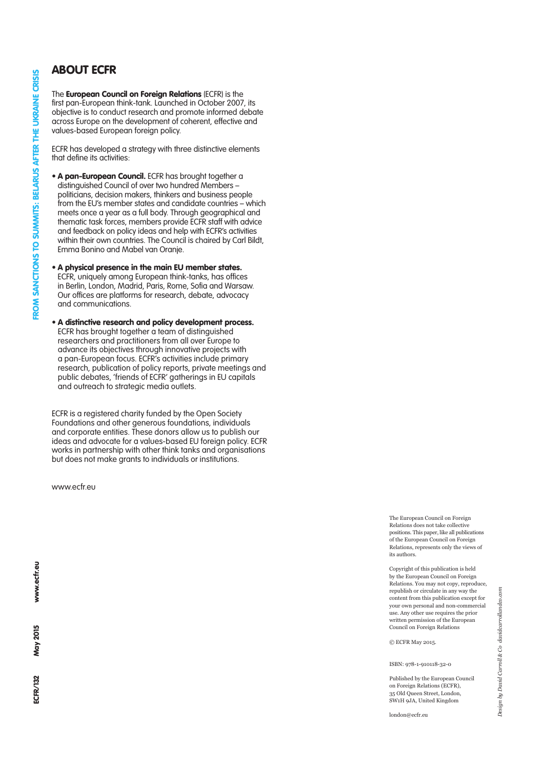## ABOUT ECFR

The **European Council on Foreign Relations** (ECFR) is the first pan-European think-tank. Launched in October 2007, its objective is to conduct research and promote informed debate across Europe on the development of coherent, effective and values-based European foreign policy.

ECFR has developed a strategy with three distinctive elements that define its activities:

- **A pan-European Council.** ECFR has brought together a distinguished Council of over two hundred Members – politicians, decision makers, thinkers and business people from the EU's member states and candidate countries – which meets once a year as a full body. Through geographical and thematic task forces, members provide ECFR staff with advice and feedback on policy ideas and help with ECFR's activities within their own countries. The Council is chaired by Carl Bildt, Emma Bonino and Mabel van Oranje.

- **A physical presence in the main EU member states.** ECFR, uniquely among European think-tanks, has offices in Berlin, London, Madrid, Paris, Rome, Sofia and Warsaw. Our offices are platforms for research, debate, advocacy and communications.

- **A distinctive research and policy development process.** ECFR has brought together a team of distinguished researchers and practitioners from all over Europe to advance its objectives through innovative projects with a pan-European focus. ECFR's activities include primary research, publication of policy reports, private meetings and public debates, 'friends of ECFR' gatherings in EU capitals and outreach to strategic media outlets.

ECFR is a registered charity funded by the Open Society Foundations and other generous foundations, individuals and corporate entities. These donors allow us to publish our ideas and advocate for a values-based EU foreign policy. ECFR works in partnership with other think tanks and organisations but does not make grants to individuals or institutions.

www.ecfr.eu

The European Council on Foreign Relations does not take collective positions. This paper, like all publications of the European Council on Foreign Relations, represents only the views of its authors.

Copyright of this publication is held by the European Council on Foreign Relations. You may not copy, reproduce, republish or circulate in any way the content from this publication except for your own personal and non-commercial use. Any other use requires the prior written permission of the European Council on Foreign Relations

© ECFR May 2015.

ISBN: 978-1-910118-32-0

Published by the European Council on Foreign Relations (ECFR), 35 Old Queen Street, London, SW1H 9JA, United Kingdom

london@ecfr.eu

*Design by David Carroll & Co davidcarrolandco.com*